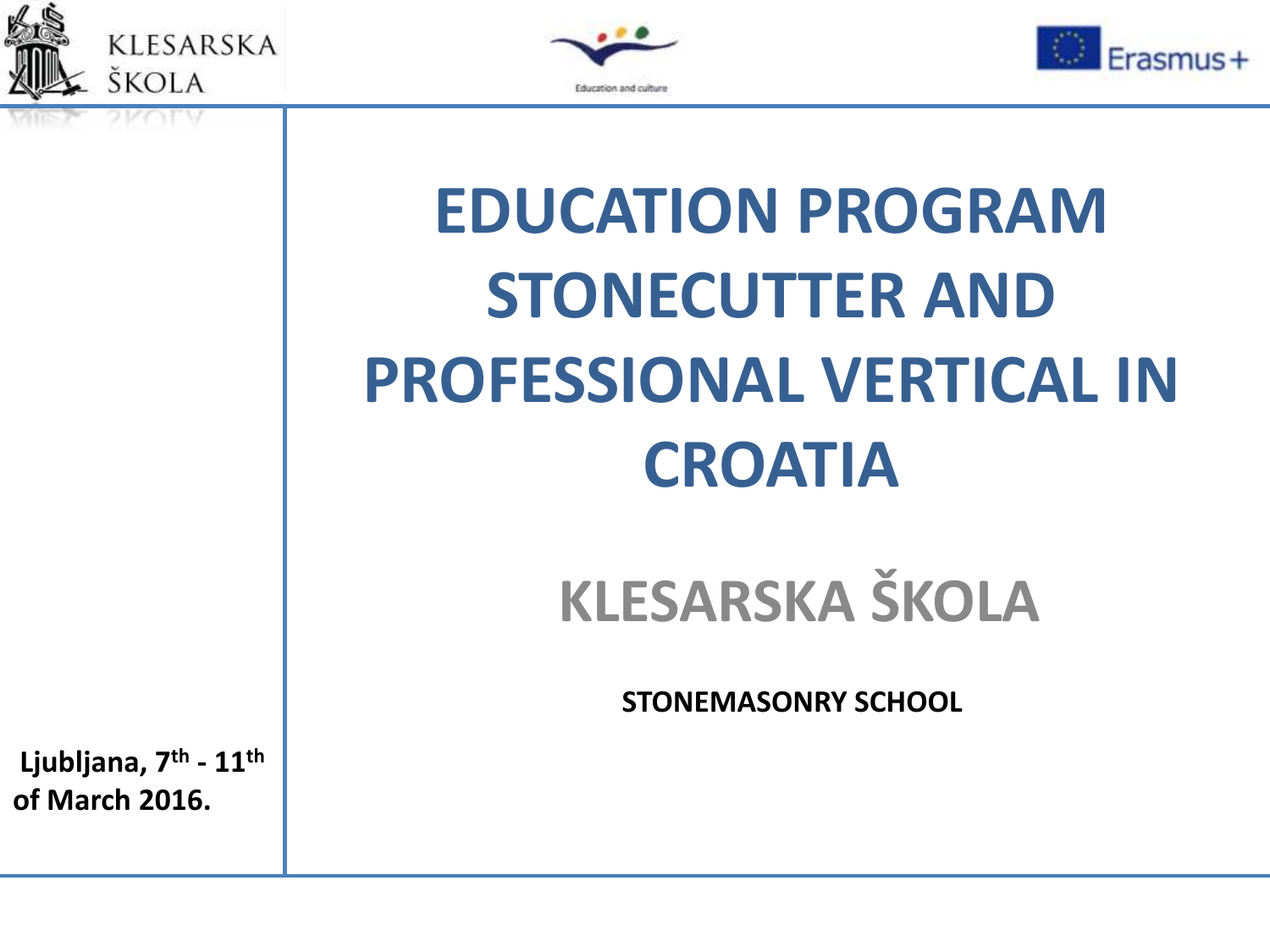KLESARSKA ŠKOLA

Education and culture

Erasmus+

# EDUCATION PROGRAM STONECUTTER AND PROFESSIONAL VERTICAL IN CROATIA

## KLESARSKA ŠKOLA

**STONEMASONRY SCHOOL**

**Ljubljana, 7th - 11th of March 2016.**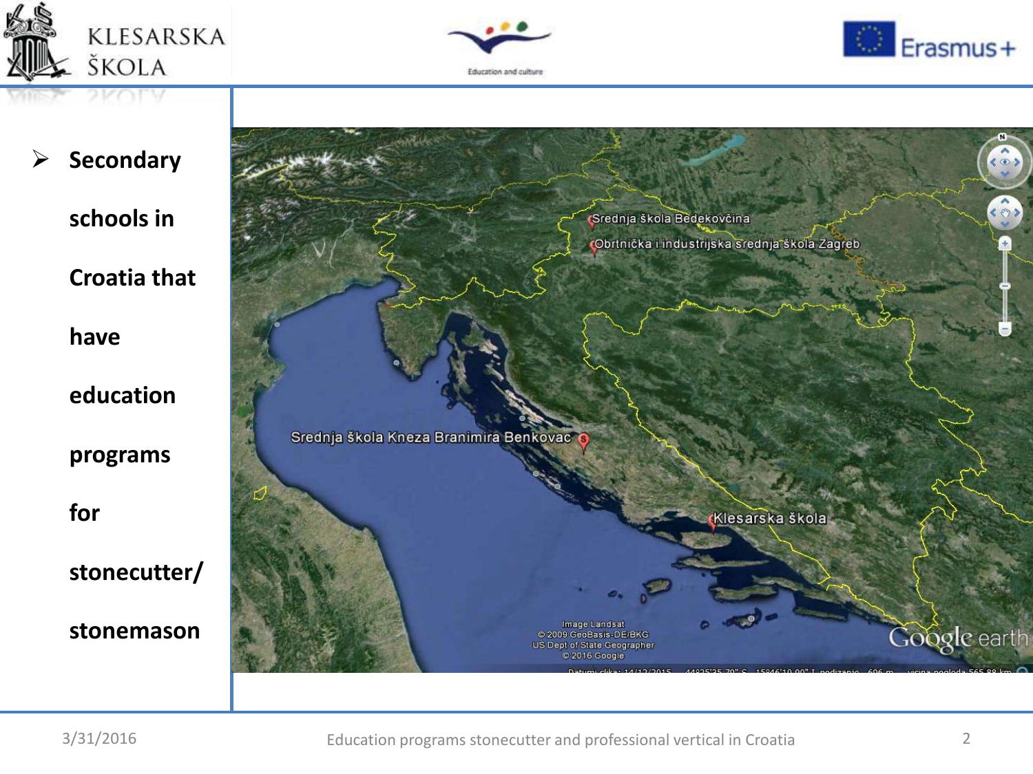- Secondary schools in Croatia that have education programs for stonecutter/ stonemason

Srednja škola Bedekovčina

Obrtnička i industrijska srednja škola Zagreb

Srednja škola Kneza Branimira Benkovac

Klesarska škola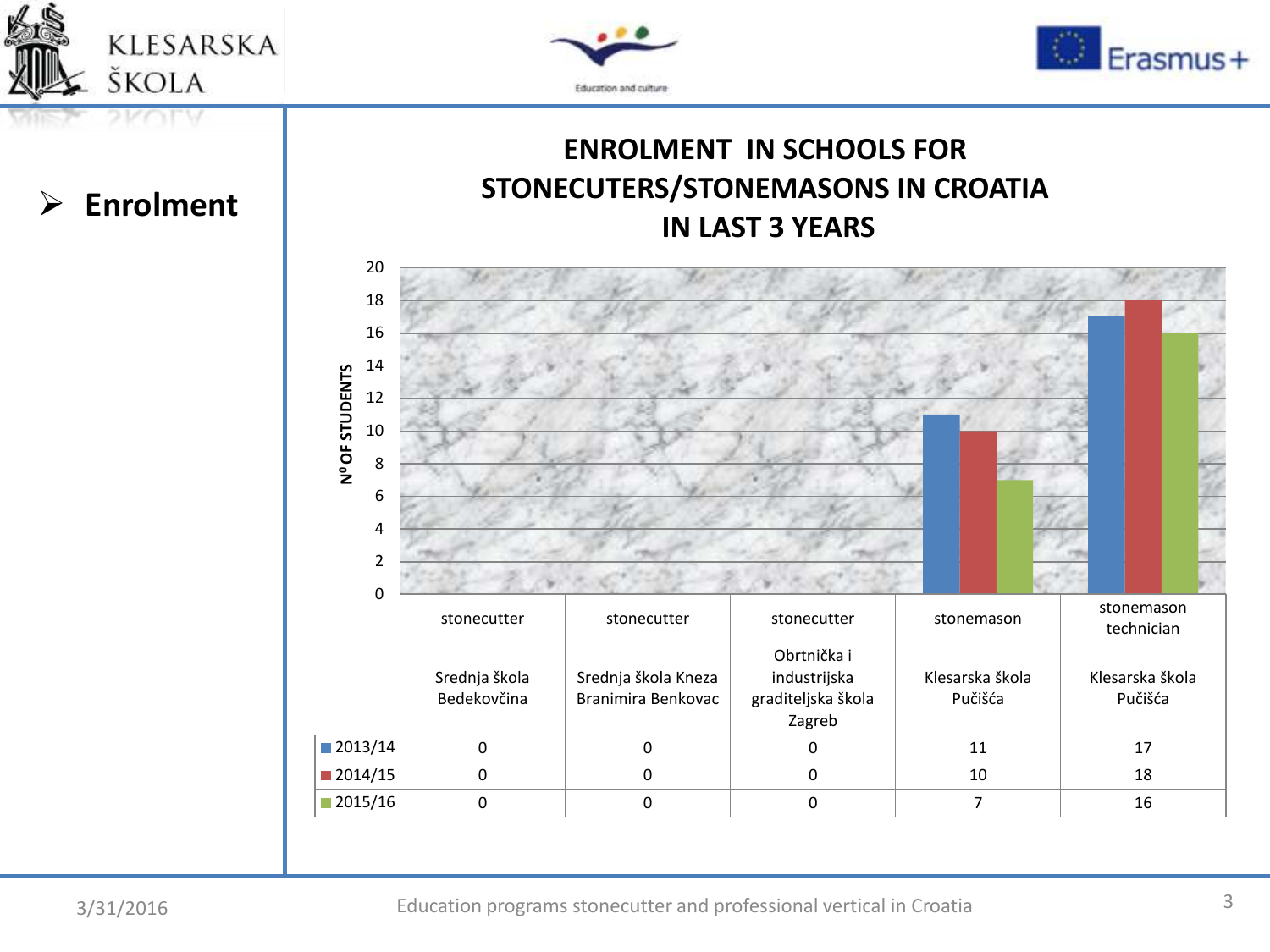- **Enrolment**

## ENROLMENT IN SCHOOLS FOR STONECUTERS/STONEMASONS IN CROATIA IN LAST 3 YEARS

| | stonecutter<br><br>Srednja škola Bedekovčina | stonecutter<br><br>Srednja škola Kneza Branimira Benkovac | stonecutter<br><br>Obrtnička i industrijska graditeljska škola Zagreb | stonemason<br><br>Klesarska škola Pučišća | stonemason technician<br><br>Klesarska škola Pučišća |
|---|---|---|---|---|---|
| 2013/14 | 0 | 0 | 0 | 11 | 17 |
| 2014/15 | 0 | 0 | 0 | 10 | 18 |
| 2015/16 | 0 | 0 | 0 | 7 | 16 |

Nº OF STUDENTS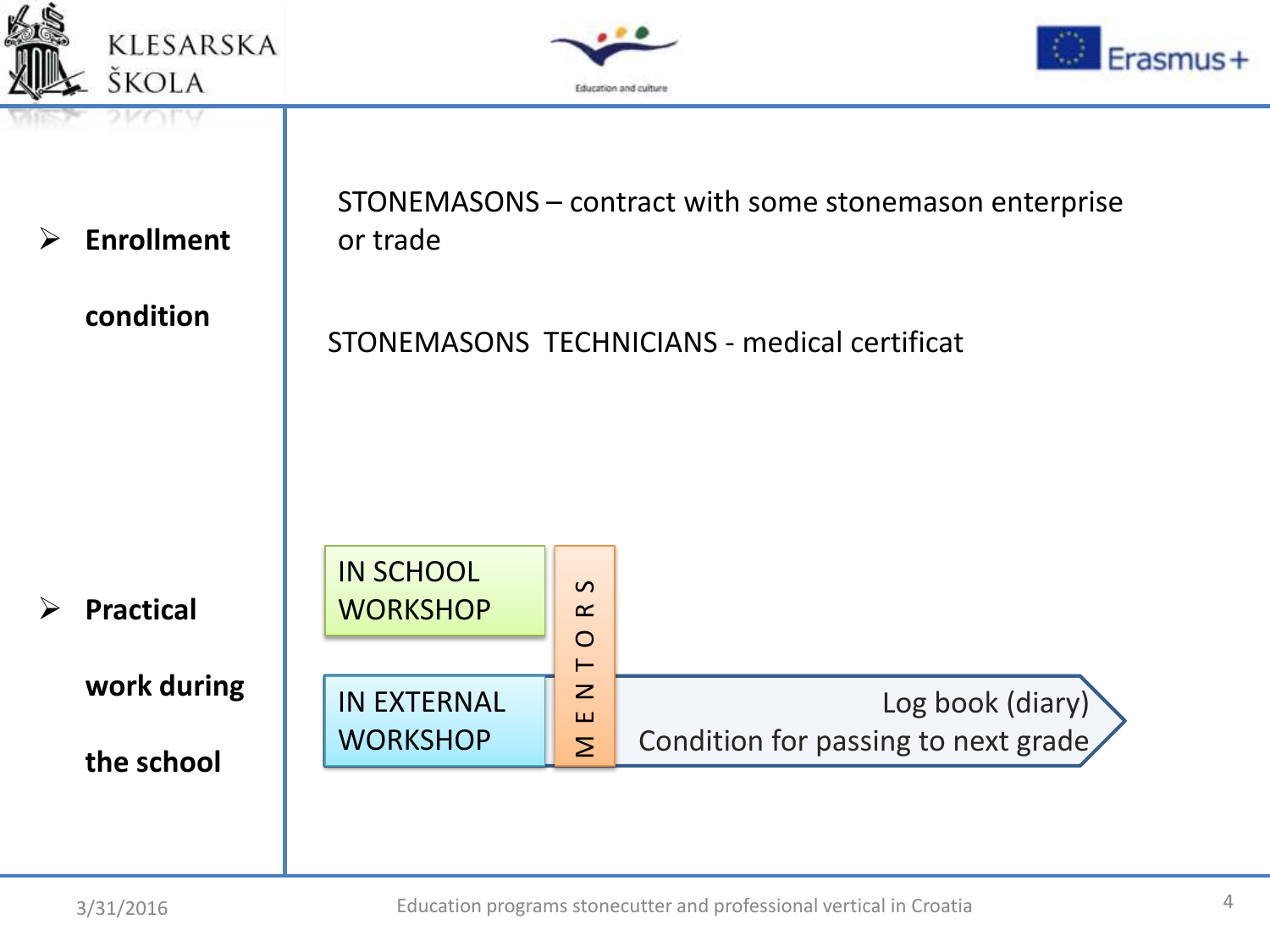- **Enrollment condition**

STONEMASONS – contract with some stonemason enterprise or trade

STONEMASONS TECHNICIANS - medical certificat

- **Practical work during the school**

IN SCHOOL WORKSHOP

IN EXTERNAL WORKSHOP

MENTORS

Log book (diary)
Condition for passing to next grade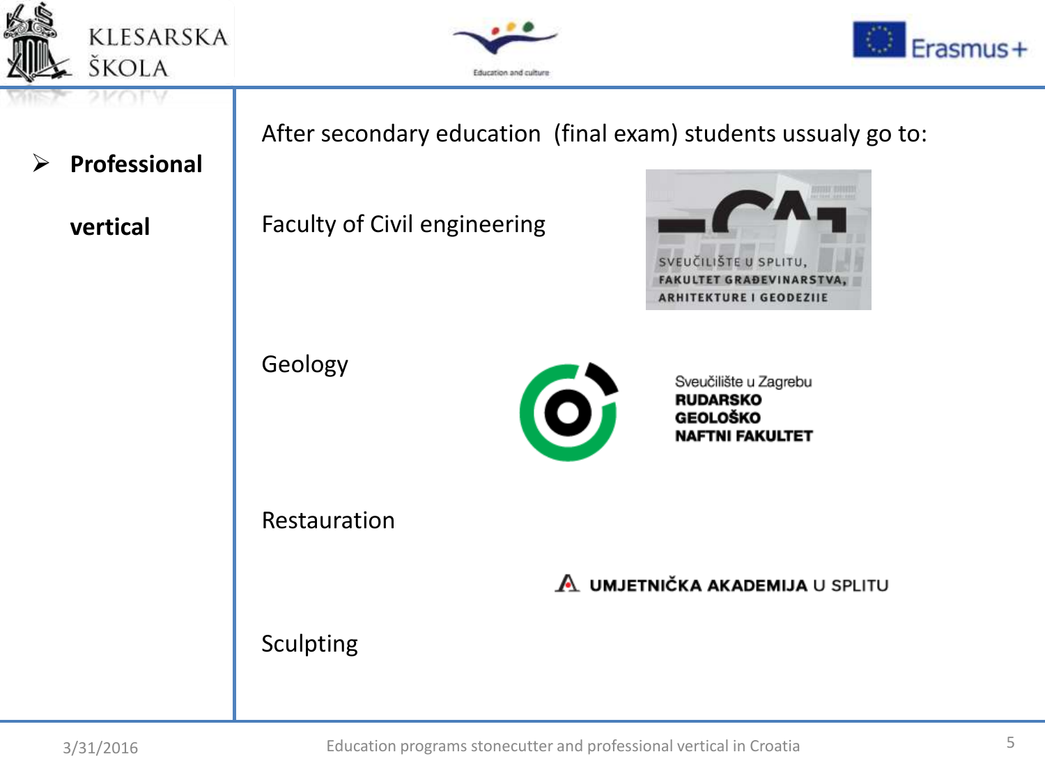- **Professional vertical**

After secondary education  (final exam) students ussualy go to:

Faculty of Civil engineering

SVEUČILIŠTE U SPLITU, FAKULTET GRAĐEVINARSTVA, ARHITEKTURE I GEODEZIJE

Geology

Sveučilište u Zagrebu RUDARSKO GEOLOŠKO NAFTNI FAKULTET

Restauration

UMJETNIČKA AKADEMIJA U SPLITU

Sculpting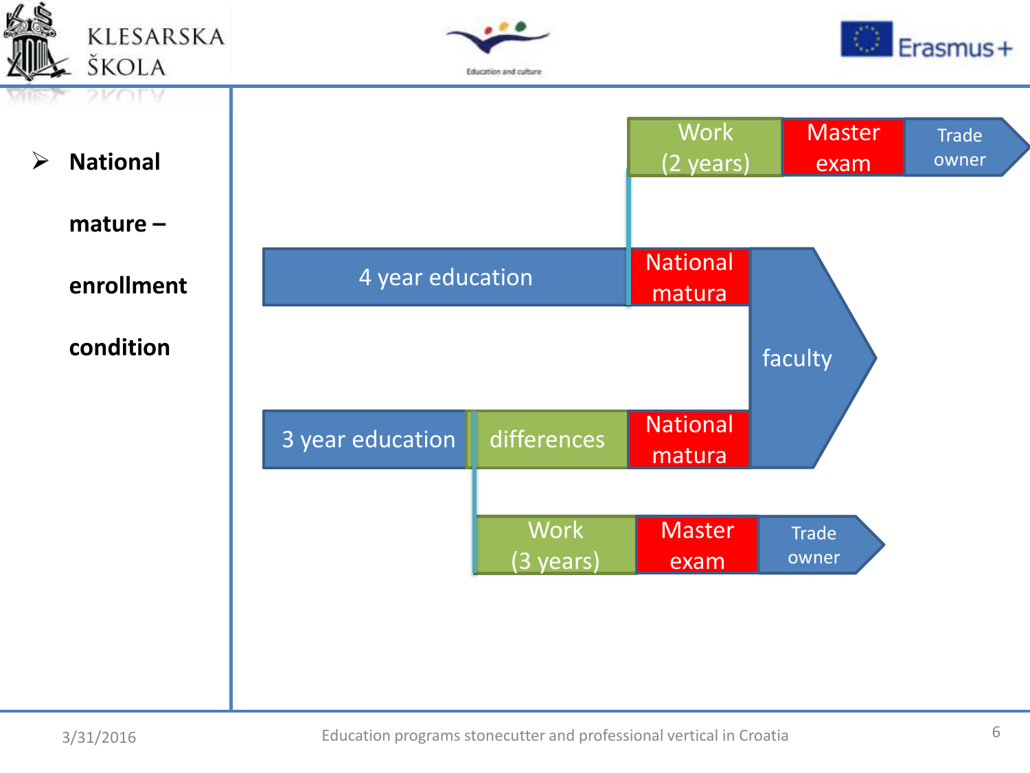- **National mature – enrollment condition**

Work (2 years) → Master exam → Trade owner

4 year education → National matura → faculty

3 year education → differences → National matura → faculty

Work (3 years) → Master exam → Trade owner

3/31/2016

Education programs stonecutter and professional vertical in Croatia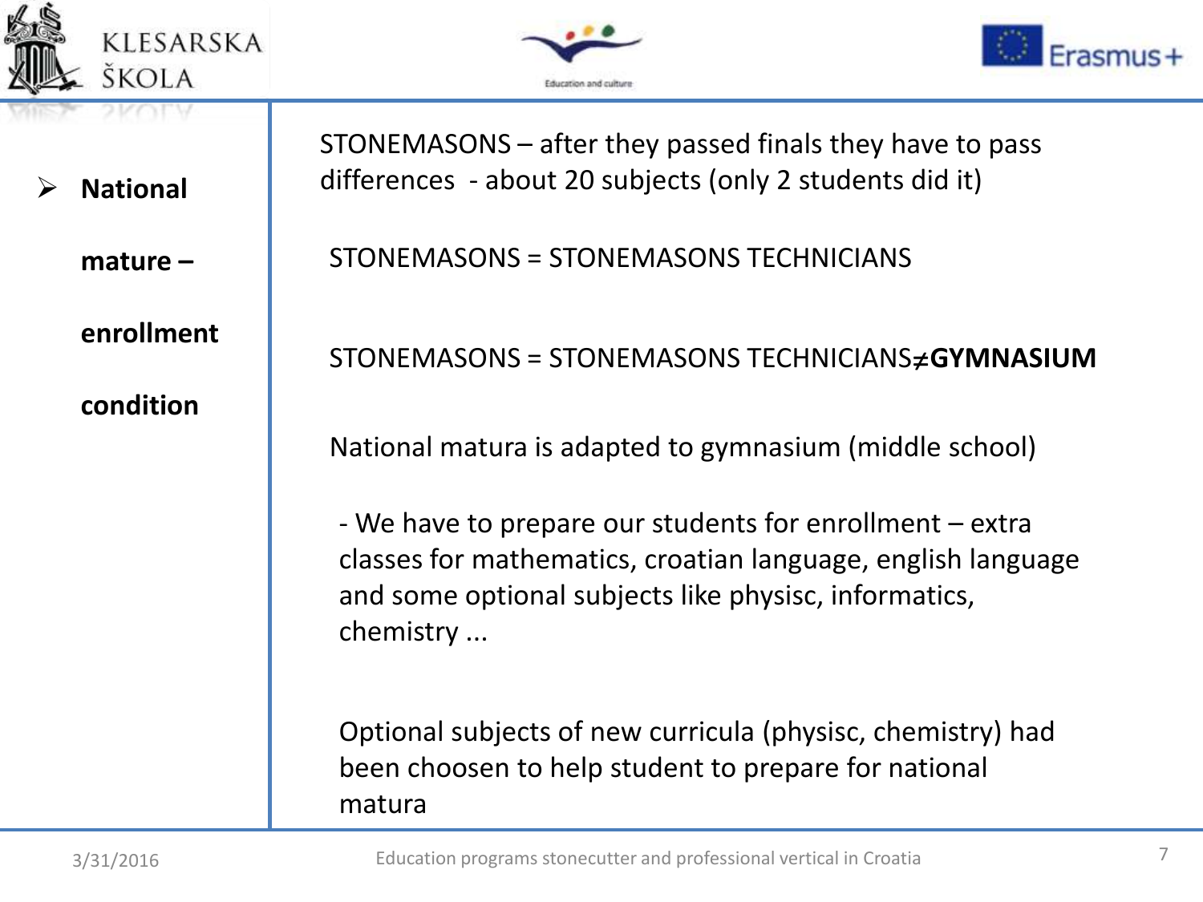- **National mature – enrollment condition**

STONEMASONS – after they passed finals they have to pass differences - about 20 subjects (only 2 students did it)

STONEMASONS = STONEMASONS TECHNICIANS

STONEMASONS = STONEMASONS TECHNICIANS≠**GYMNASIUM**

National matura is adapted to gymnasium (middle school)

- We have to prepare our students for enrollment – extra classes for mathematics, croatian language, english language and some optional subjects like physisc, informatics, chemistry ...

Optional subjects of new curricula (physisc, chemistry) had been choosen to help student to prepare for national matura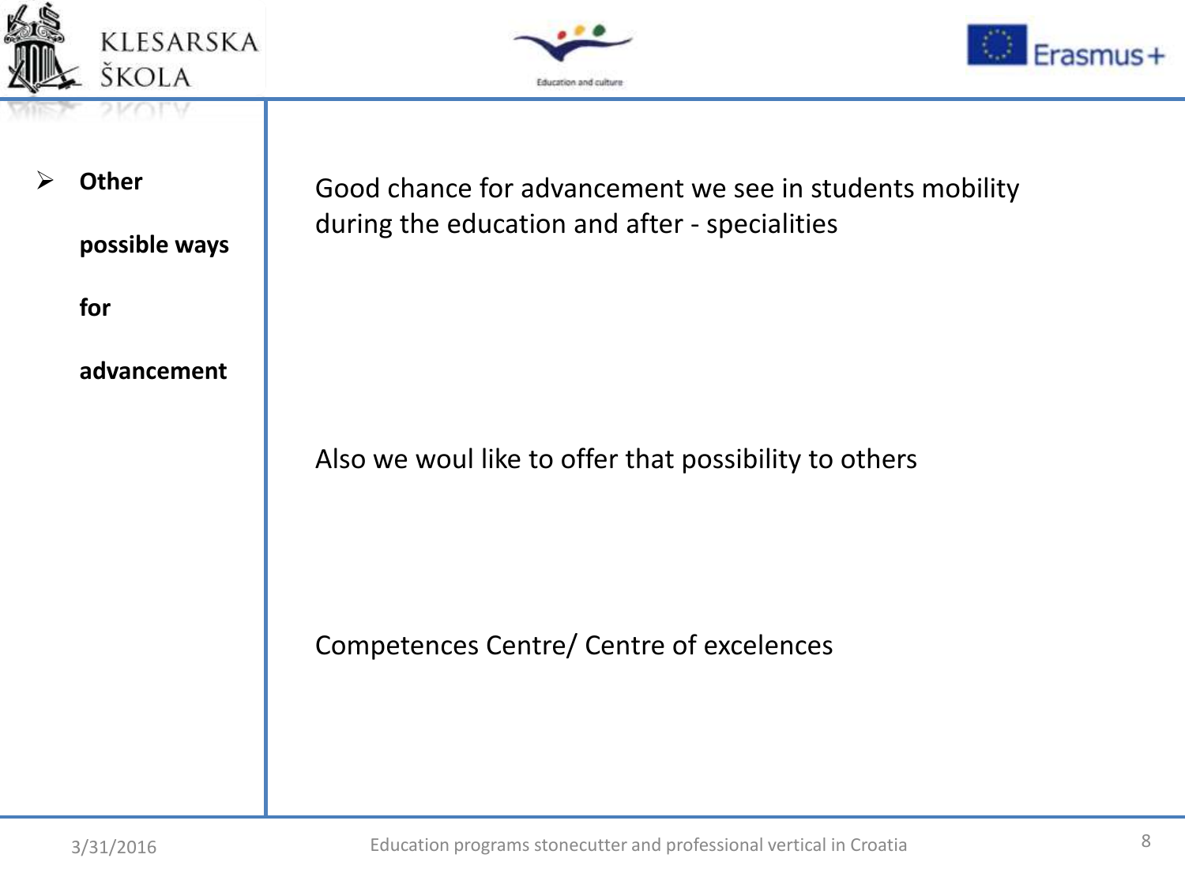- **Other possible ways for advancement**

Good chance for advancement we see in students mobility during the education and after - specialities

Also we woul like to offer that possibility to others

Competences Centre/ Centre of excelences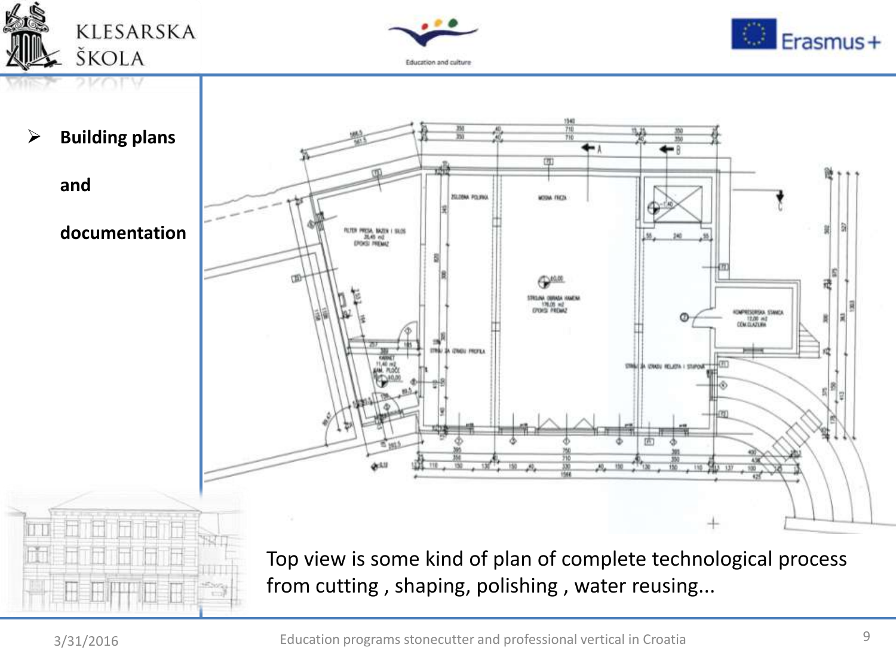- **Building plans**

  **and**

  **documentation**

Top view is some kind of plan of complete technological process from cutting , shaping, polishing , water reusing...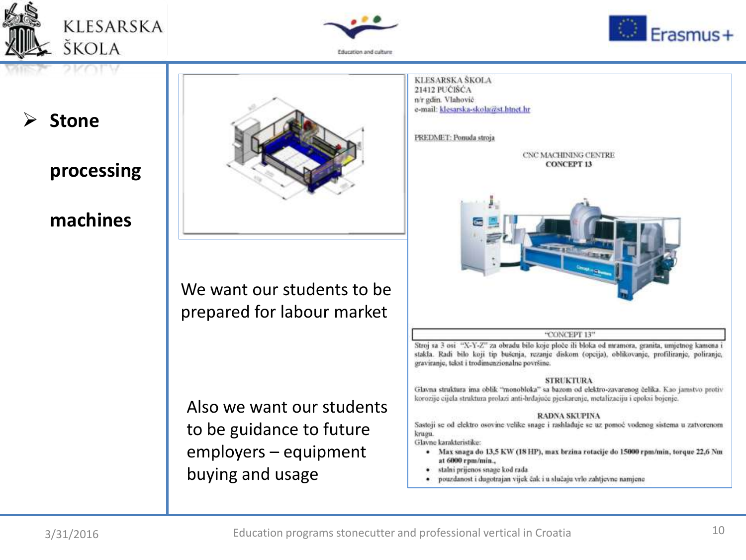- **Stone processing machines**

We want our students to be prepared for labour market

Also we want our students to be guidance to future employers – equipment buying and usage

KLESARSKA ŠKOLA
21412 PUČIŠĆA
n/r gdin. Vlahović
e-mail: klesarska-skola@st.htnet.hr

PREDMET: Ponuda stroja

CNC MACHINING CENTRE
**CONCEPT 13**

"CONCEPT 13"

Stroj sa 3 osi "X-Y-Z" za obradu bilo koje ploče ili bloka od mramora, granita, umjetnog kamena i stakla. Radi bilo koji tip bušenja, rezanje diskom (opcija), oblikovanje, profiliranje, poliranje, graviranje, tekst i trodimenzionalne površine.

STRUKTURA

Glavna struktura ima oblik "monobloka" sa bazom od elektro-zavarenog čelika. Kao jamstvo protiv korozije cijela struktura prolazi anti-hrđajuće pjeskarenje, metalizaciju i epoksi bojenje.

RADNA SKUPINA

Sastoji se od elektro osovine velike snage i rashlađuje se uz pomoć vodenog sistema u zatvorenom krugu.

Glavne karakteristike:

- **Max snaga do 13,5 KW (18 HP), max brzina rotacije do 15000 rpm/min, torque 22,6 Nm at 6000 rpm/min.,**
- stalni prijenos snage kod rada
- pouzdanost i dugotrajan vijek čak i u slučaju vrlo zahtjevne namjene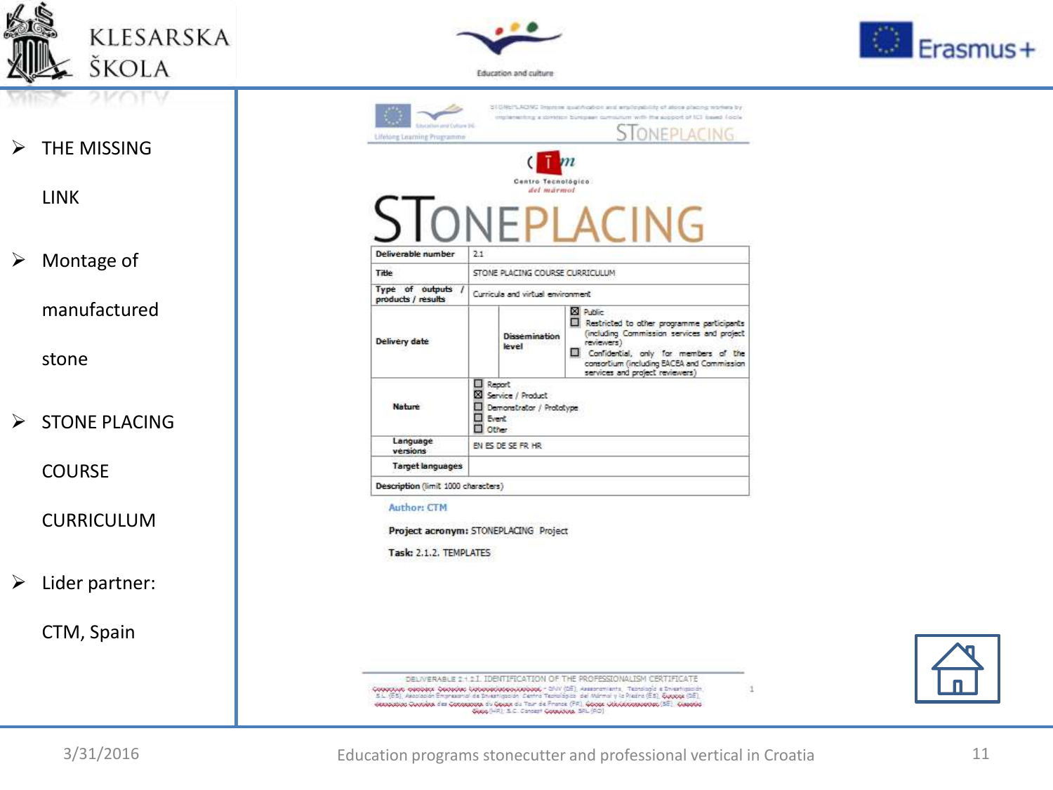- THE MISSING LINK
- Montage of manufactured stone
- STONE PLACING COURSE CURRICULUM
- Lider partner: CTM, Spain

STONEPLACING: Improve qualification and employability of stone placing workers by implementing a common European curriculum with the support of ICT based tools

Centro Tecnológico del mármol

# STONEPLACING

| Deliverable number | 2.1 | | |
|---|---|---|---|
| Title | STONE PLACING COURSE CURRICULUM | | |
| Type of outputs / products / results | Curricula and virtual environment | | |
| Delivery date | | Dissemination level | ☒ Public<br>☐ Restricted to other programme participants (including Commission services and project reviewers)<br>☐ Confidential, only for members of the consortium (including EACEA and Commission services and project reviewers) |
| Nature | ☐ Report<br>☒ Service / Product<br>☐ Demonstrator / Prototype<br>☐ Event<br>☐ Other | | |
| Language versions | EN ES DE SE FR HR | | |
| Target languages | | | |
| Description (limit 1000 characters) | | | |

Author: CTM

**Project acronym:** STONEPLACING Project

**Task:** 2.1.2. TEMPLATES

DELIVERABLE 2.1.2.1. IDENTIFICATION OF THE PROFESSIONALISM CERTIFICATE

3/31/2016 Education programs stonecutter and professional vertical in Croatia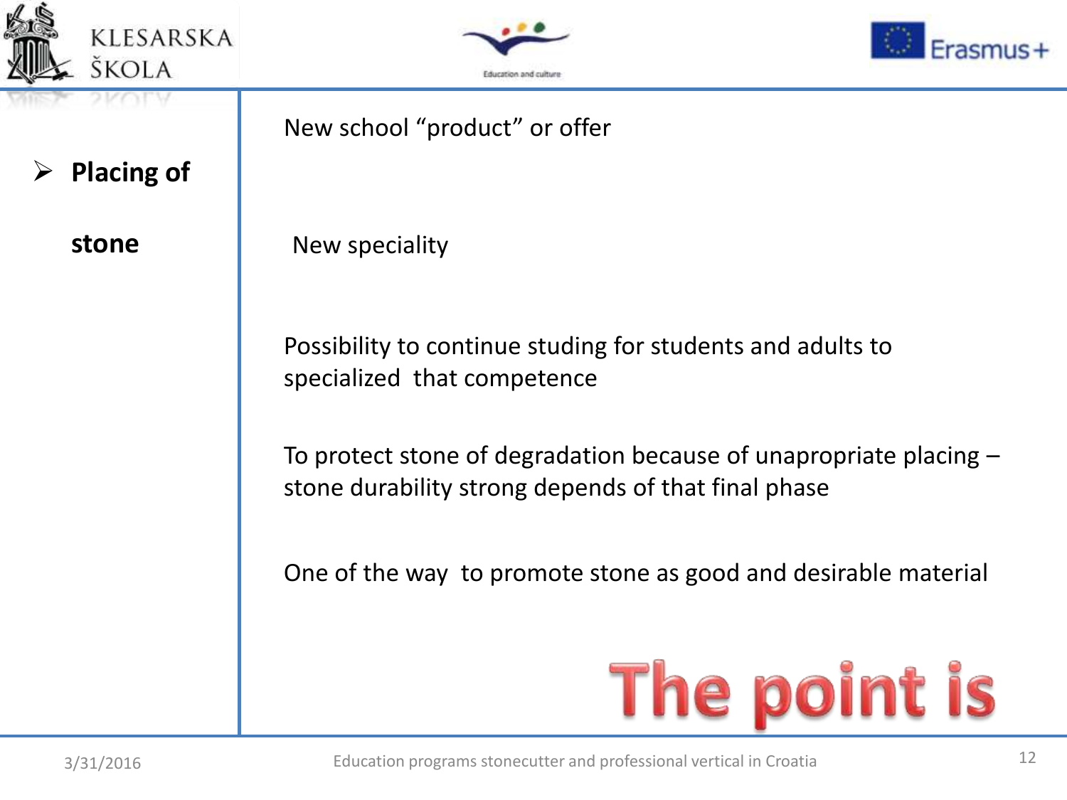- **Placing of stone**

New school "product" or offer

New speciality

Possibility to continue studing for students and adults to specialized that competence

To protect stone of degradation because of unapropriate placing – stone durability strong depends of that final phase

One of the way to promote stone as good and desirable material

**The point is**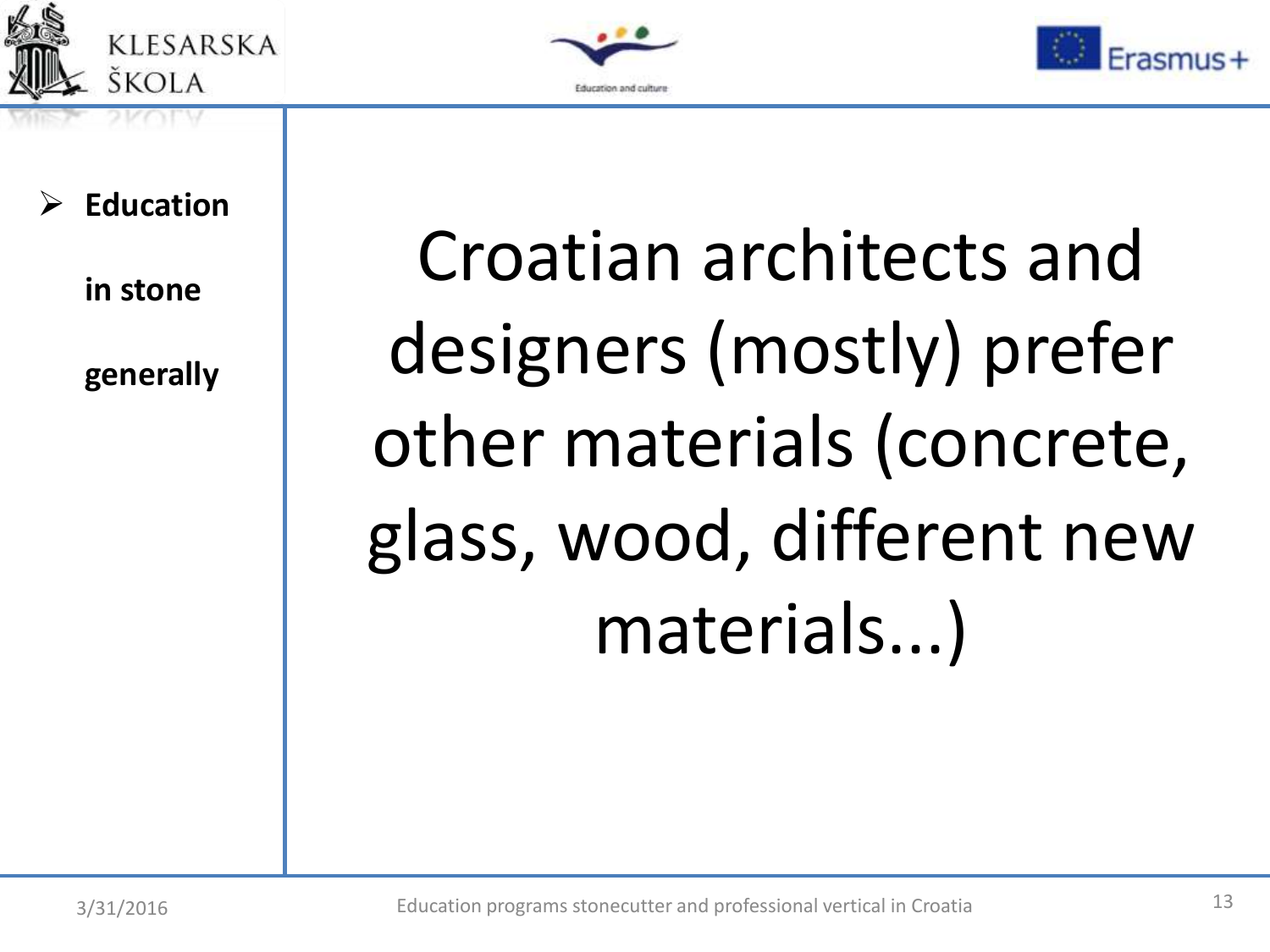- **Education in stone generally**

Croatian architects and designers (mostly) prefer other materials (concrete, glass, wood, different new materials...)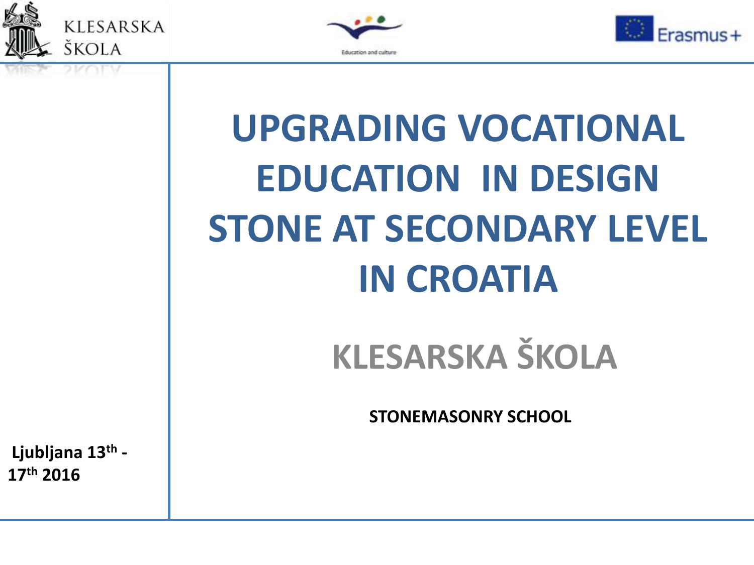# UPGRADING VOCATIONAL EDUCATION IN DESIGN STONE AT SECONDARY LEVEL IN CROATIA

## KLESARSKA ŠKOLA

**STONEMASONRY SCHOOL**

**Ljubljana 13th - 17th 2016**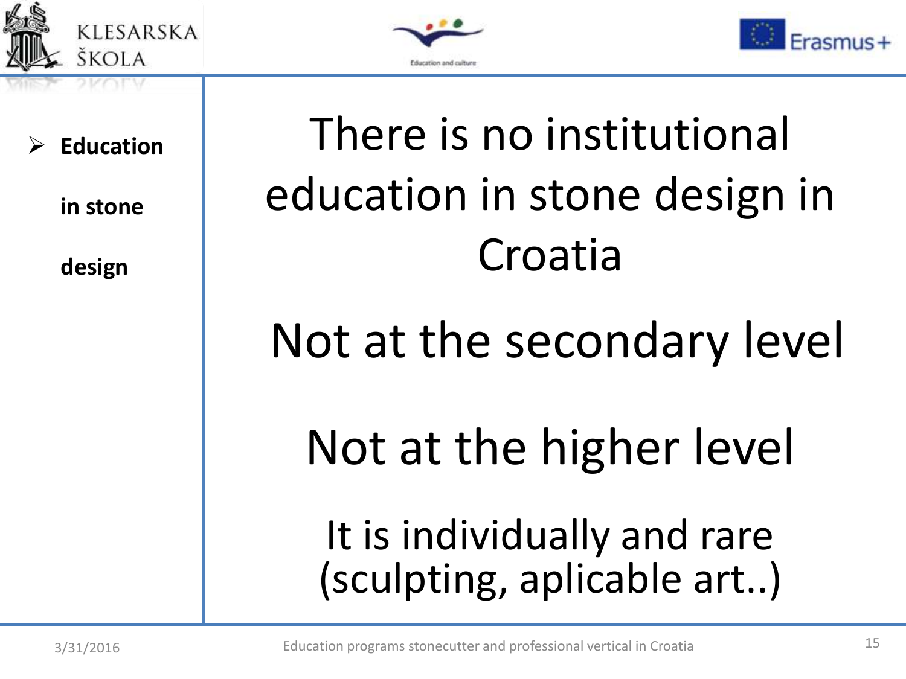- **Education in stone design**

# There is no institutional education in stone design in Croatia

Not at the secondary level

Not at the higher level

It is individually and rare (sculpting, aplicable art..)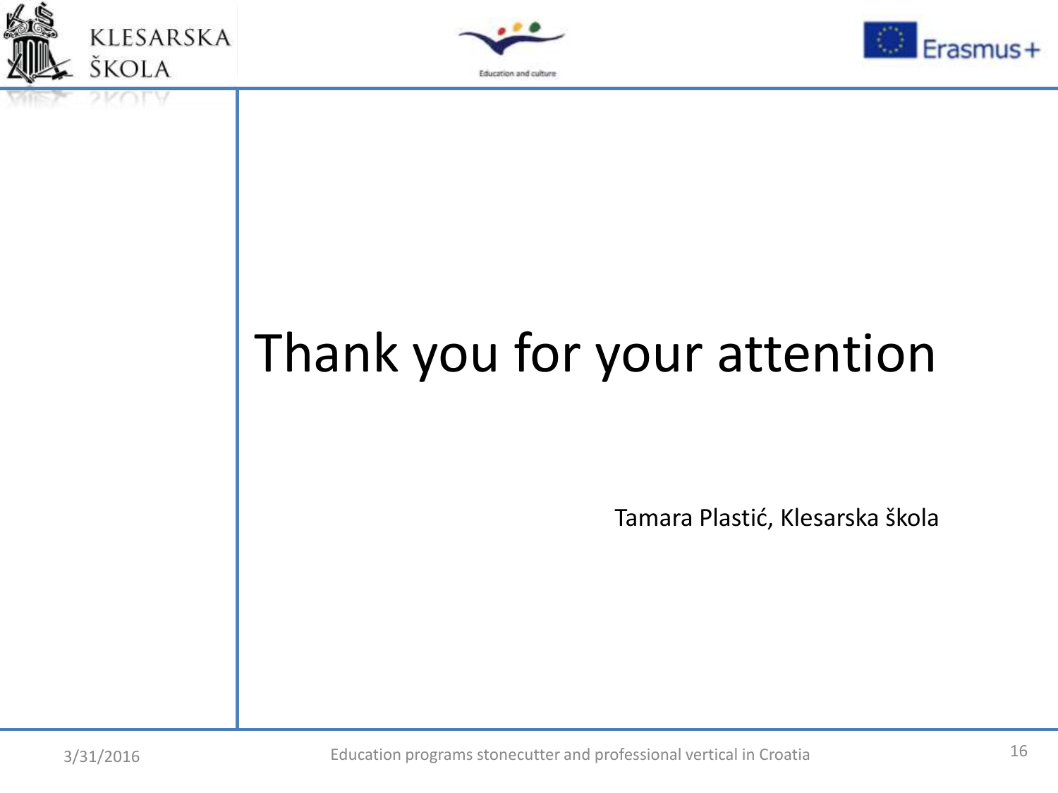# Thank you for your attention

Tamara Plastić, Klesarska škola